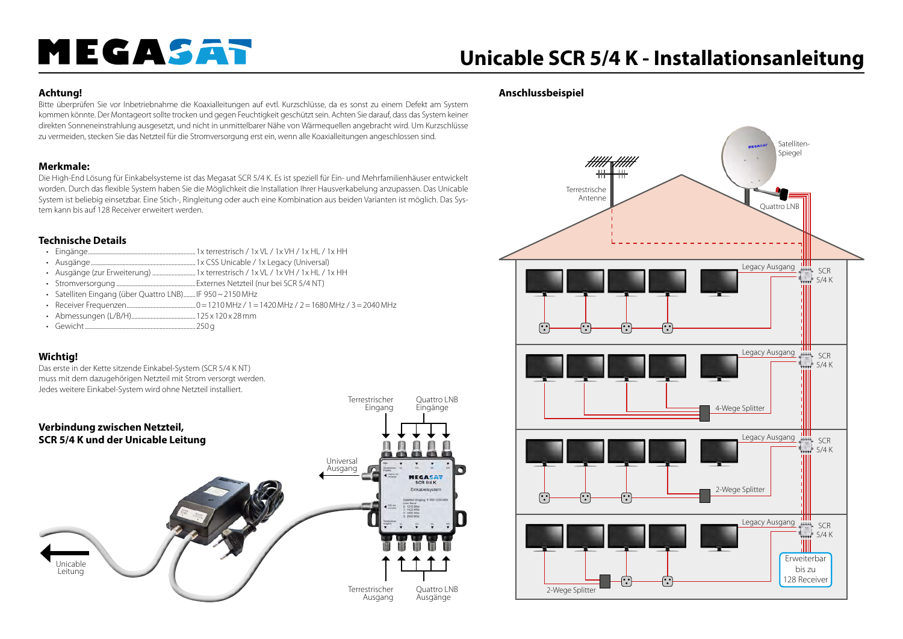# MEGASAT

# Unicable SCR 5/4 K - Installationsanleitung

## Achtung!

Bitte überprüfen Sie vor Inbetriebnahme die Koaxialleitungen auf evtl. Kurzschlüsse, da es sonst zu einem Defekt am System kommen könnte. Der Montageort sollte trocken und gegen Feuchtigkeit geschützt sein. Achten Sie darauf, dass das System keiner direkten Sonneneinstrahlung ausgesetzt, und nicht in unmittelbarer Nähe von Wärmequellen angebracht wird. Um Kurzschlüsse zu vermeiden, stecken Sie das Netzteil für die Stromversorgung erst ein, wenn alle Koaxialleitungen angeschlossen sind.

## Merkmale:

Die High-End Lösung für Einkabelsysteme ist das Megasat SCR 5/4 K. Es ist speziell für Ein- und Mehrfamilienhäuser entwickelt worden. Durch das flexible System haben Sie die Möglichkeit die Installation Ihrer Hausverkabelung anzupassen. Das Unicable System ist beliebig einsetzbar. Eine Stich-, Ringleitung oder auch eine Kombination aus beiden Varianten ist möglich. Das System kann bis auf 128 Receiver erweitert werden.

## Technische Details

- Eingänge: 1x terrestrisch / 1x VL / 1x VH / 1x HL / 1x HH
- Ausgänge: 1x CSS Unicable / 1x Legacy (Universal)
- Ausgänge (zur Erweiterung): 1x terrestrisch / 1x VL / 1x VH / 1x HL / 1x HH
- Stromversorgung: Externes Netzteil (nur bei SCR 5/4 NT)
- Satelliten Eingang (über Quattro LNB): IF 950 ~ 2150 MHz
- Receiver Frequenzen: 0 = 1210 MHz / 1 = 1420 MHz / 2 = 1680 MHz / 3 = 2040 MHz
- Abmessungen (L/B/H): 125 x 120 x 28 mm
- Gewicht: 250 g

## Wichtig!

Das erste in der Kette sitzende Einkabel-System (SCR 5/4 K NT) muss mit dem dazugehörigen Netzteil mit Strom versorgt werden. Jedes weitere Einkabel-System wird ohne Netzteil installiert.

## Verbindung zwischen Netzteil, SCR 5/4 K und der Unicable Leitung

Terrestrischer Eingang | Quattro LNB Eingänge | Universal Ausgang | Unicable Leitung | Terrestrischer Ausgang | Quattro LNB Ausgänge

## Anschlussbeispiel

Satelliten-Spiegel | Terrestrische Antenne | Quattro LNB | Legacy Ausgang | SCR 5/4 K | 4-Wege Splitter | 2-Wege Splitter | Erweiterbar bis zu 128 Receiver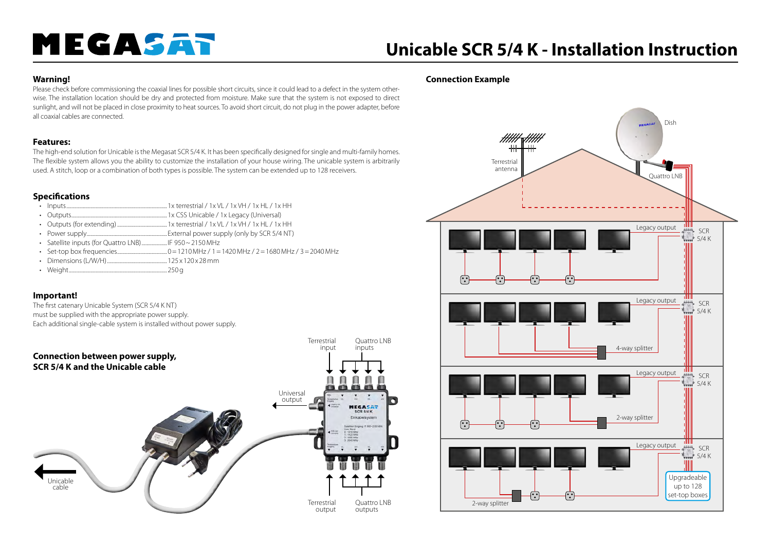# MEGASAT

# Unicable SCR 5/4 K - Installation Instruction

## Warning!

Please check before commissioning the coaxial lines for possible short circuits, since it could lead to a defect in the system otherwise. The installation location should be dry and protected from moisture. Make sure that the system is not exposed to direct sunlight, and will not be placed in close proximity to heat sources. To avoid short circuit, do not plug in the power adapter, before all coaxial cables are connected.

## Features:

The high-end solution for Unicable is the Megasat SCR 5/4 K. It has been specifically designed for single and multi-family homes. The flexible system allows you the ability to customize the installation of your house wiring. The unicable system is arbitrarily used. A stitch, loop or a combination of both types is possible. The system can be extended up to 128 receivers.

## Specifications

- Inputs ........ 1x terrestrial / 1x VL / 1x VH / 1x HL / 1x HH
- Outputs ........ 1x CSS Unicable / 1x Legacy (Universal)
- Outputs (for extending) ........ 1x terrestrial / 1x VL / 1x VH / 1x HL / 1x HH
- Power supply ........ External power supply (only by SCR 5/4 NT)
- Satellite inputs (for Quattro LNB) ........ IF 950 ~ 2150 MHz
- Set-top box frequencies ........ 0 = 1210 MHz / 1 = 1420 MHz / 2 = 1680 MHz / 3 = 2040 MHz
- Dimensions (L/W/H) ........ 125 x 120 x 28 mm
- Weight ........ 250 g

## Important!

The first catenary Unicable System (SCR 5/4 K NT)
must be supplied with the appropriate power supply.
Each additional single-cable system is installed without power supply.

## Connection between power supply, SCR 5/4 K and the Unicable cable

Terrestrial input
Quattro LNB inputs
Universal output
Unicable cable
Terrestrial output
Quattro LNB outputs

## Connection Example

Dish
Terrestrial antenna
Quattro LNB
Legacy output
SCR 5/4 K
4-way splitter
2-way splitter
Upgradeable up to 128 set-top boxes